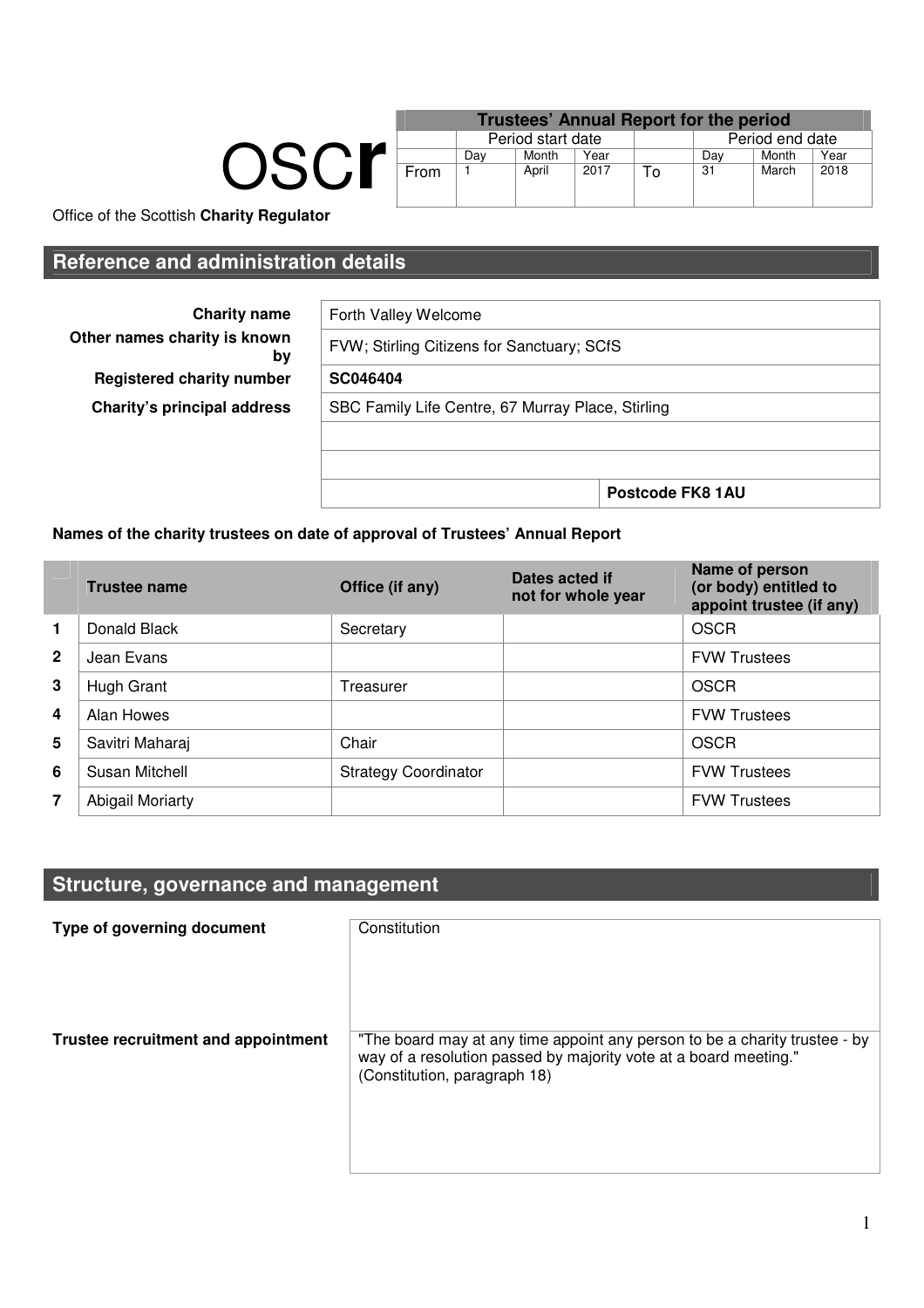OSCr

Office of the Scottish **Charity Regulator**

| Trustees' Annual Report for the period | | | | | | | |
|---|---|---|---|---|---|---|---|
| | Period start date | | | | Period end date | | |
| | Day | Month | Year | | Day | Month | Year |
| From | 1 | April | 2017 | To | 31 | March | 2018 |

## Reference and administration details

| | |
|---|---|
| **Charity name** | Forth Valley Welcome |
| **Other names charity is known by** | FVW; Stirling Citizens for Sanctuary; SCfS |
| **Registered charity number** | **SC046404** |
| **Charity's principal address** | SBC Family Life Centre, 67 Murray Place, Stirling |
| | **Postcode FK8 1AU** |

**Names of the charity trustees on date of approval of Trustees' Annual Report**

| | Trustee name | Office (if any) | Dates acted if not for whole year | Name of person (or body) entitled to appoint trustee (if any) |
|---|---|---|---|---|
| 1 | Donald Black | Secretary | | OSCR |
| 2 | Jean Evans | | | FVW Trustees |
| 3 | Hugh Grant | Treasurer | | OSCR |
| 4 | Alan Howes | | | FVW Trustees |
| 5 | Savitri Maharaj | Chair | | OSCR |
| 6 | Susan Mitchell | Strategy Coordinator | | FVW Trustees |
| 7 | Abigail Moriarty | | | FVW Trustees |

## Structure, governance and management

| | |
|---|---|
| **Type of governing document** | Constitution |
| **Trustee recruitment and appointment** | "The board may at any time appoint any person to be a charity trustee - by way of a resolution passed by majority vote at a board meeting." (Constitution, paragraph 18) |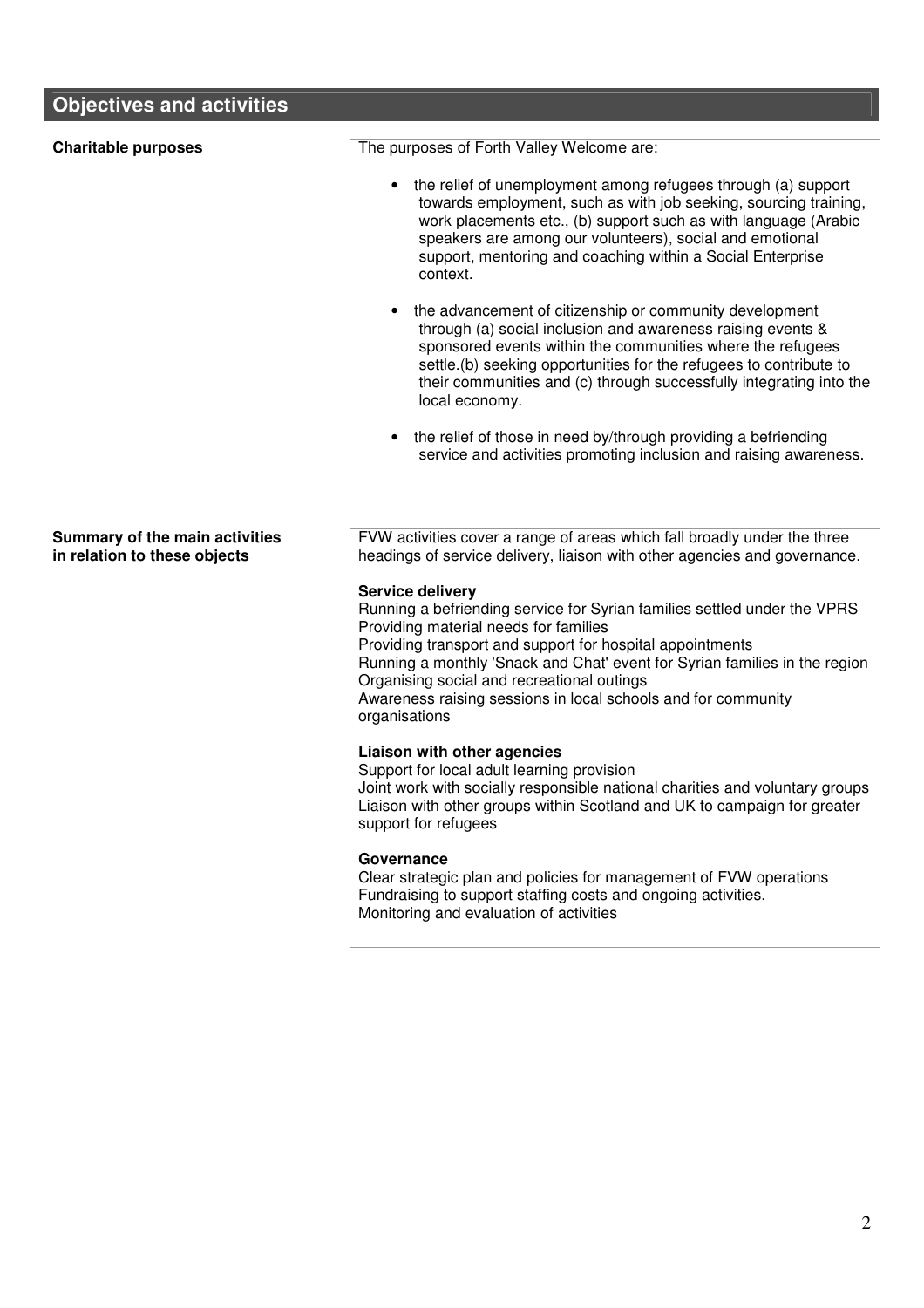## Objectives and activities

| | |
|---|---|
| **Charitable purposes** | The purposes of Forth Valley Welcome are:<br><br>• the relief of unemployment among refugees through (a) support towards employment, such as with job seeking, sourcing training, work placements etc., (b) support such as with language (Arabic speakers are among our volunteers), social and emotional support, mentoring and coaching within a Social Enterprise context.<br><br>• the advancement of citizenship or community development through (a) social inclusion and awareness raising events & sponsored events within the communities where the refugees settle.(b) seeking opportunities for the refugees to contribute to their communities and (c) through successfully integrating into the local economy.<br><br>• the relief of those in need by/through providing a befriending service and activities promoting inclusion and raising awareness. |
| **Summary of the main activities in relation to these objects** | FVW activities cover a range of areas which fall broadly under the three headings of service delivery, liaison with other agencies and governance.<br><br>**Service delivery**<br>Running a befriending service for Syrian families settled under the VPRS<br>Providing material needs for families<br>Providing transport and support for hospital appointments<br>Running a monthly 'Snack and Chat' event for Syrian families in the region<br>Organising social and recreational outings<br>Awareness raising sessions in local schools and for community organisations<br><br>**Liaison with other agencies**<br>Support for local adult learning provision<br>Joint work with socially responsible national charities and voluntary groups<br>Liaison with other groups within Scotland and UK to campaign for greater support for refugees<br><br>**Governance**<br>Clear strategic plan and policies for management of FVW operations<br>Fundraising to support staffing costs and ongoing activities.<br>Monitoring and evaluation of activities |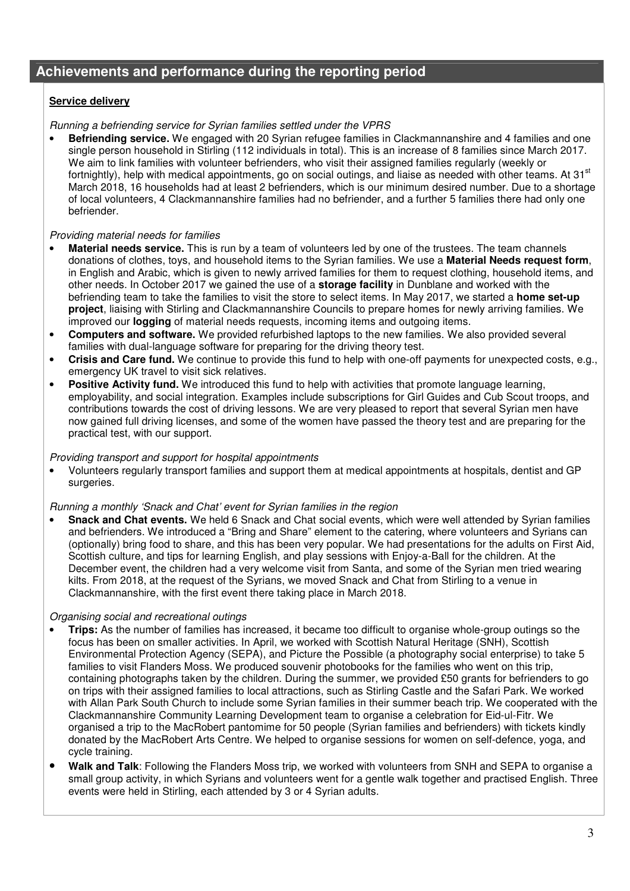## Achievements and performance during the reporting period

**Service delivery**

*Running a befriending service for Syrian families settled under the VPRS*

- **Befriending service.** We engaged with 20 Syrian refugee families in Clackmannanshire and 4 families and one single person household in Stirling (112 individuals in total). This is an increase of 8 families since March 2017. We aim to link families with volunteer befrienders, who visit their assigned families regularly (weekly or fortnightly), help with medical appointments, go on social outings, and liaise as needed with other teams. At 31st March 2018, 16 households had at least 2 befrienders, which is our minimum desired number. Due to a shortage of local volunteers, 4 Clackmannanshire families had no befriender, and a further 5 families there had only one befriender.

*Providing material needs for families*

- **Material needs service.** This is run by a team of volunteers led by one of the trustees. The team channels donations of clothes, toys, and household items to the Syrian families. We use a **Material Needs request form**, in English and Arabic, which is given to newly arrived families for them to request clothing, household items, and other needs. In October 2017 we gained the use of a **storage facility** in Dunblane and worked with the befriending team to take the families to visit the store to select items. In May 2017, we started a **home set-up project**, liaising with Stirling and Clackmannanshire Councils to prepare homes for newly arriving families. We improved our **logging** of material needs requests, incoming items and outgoing items.
- **Computers and software.** We provided refurbished laptops to the new families. We also provided several families with dual-language software for preparing for the driving theory test.
- **Crisis and Care fund.** We continue to provide this fund to help with one-off payments for unexpected costs, e.g., emergency UK travel to visit sick relatives.
- **Positive Activity fund.** We introduced this fund to help with activities that promote language learning, employability, and social integration. Examples include subscriptions for Girl Guides and Cub Scout troops, and contributions towards the cost of driving lessons. We are very pleased to report that several Syrian men have now gained full driving licenses, and some of the women have passed the theory test and are preparing for the practical test, with our support.

*Providing transport and support for hospital appointments*

- Volunteers regularly transport families and support them at medical appointments at hospitals, dentist and GP surgeries.

*Running a monthly 'Snack and Chat' event for Syrian families in the region*

- **Snack and Chat events.** We held 6 Snack and Chat social events, which were well attended by Syrian families and befrienders. We introduced a "Bring and Share" element to the catering, where volunteers and Syrians can (optionally) bring food to share, and this has been very popular. We had presentations for the adults on First Aid, Scottish culture, and tips for learning English, and play sessions with Enjoy-a-Ball for the children. At the December event, the children had a very welcome visit from Santa, and some of the Syrian men tried wearing kilts. From 2018, at the request of the Syrians, we moved Snack and Chat from Stirling to a venue in Clackmannanshire, with the first event there taking place in March 2018.

*Organising social and recreational outings*

- **Trips:** As the number of families has increased, it became too difficult to organise whole-group outings so the focus has been on smaller activities. In April, we worked with Scottish Natural Heritage (SNH), Scottish Environmental Protection Agency (SEPA), and Picture the Possible (a photography social enterprise) to take 5 families to visit Flanders Moss. We produced souvenir photobooks for the families who went on this trip, containing photographs taken by the children. During the summer, we provided £50 grants for befrienders to go on trips with their assigned families to local attractions, such as Stirling Castle and the Safari Park. We worked with Allan Park South Church to include some Syrian families in their summer beach trip. We cooperated with the Clackmannanshire Community Learning Development team to organise a celebration for Eid-ul-Fitr. We organised a trip to the MacRobert pantomime for 50 people (Syrian families and befrienders) with tickets kindly donated by the MacRobert Arts Centre. We helped to organise sessions for women on self-defence, yoga, and cycle training.
- **Walk and Talk**: Following the Flanders Moss trip, we worked with volunteers from SNH and SEPA to organise a small group activity, in which Syrians and volunteers went for a gentle walk together and practised English. Three events were held in Stirling, each attended by 3 or 4 Syrian adults.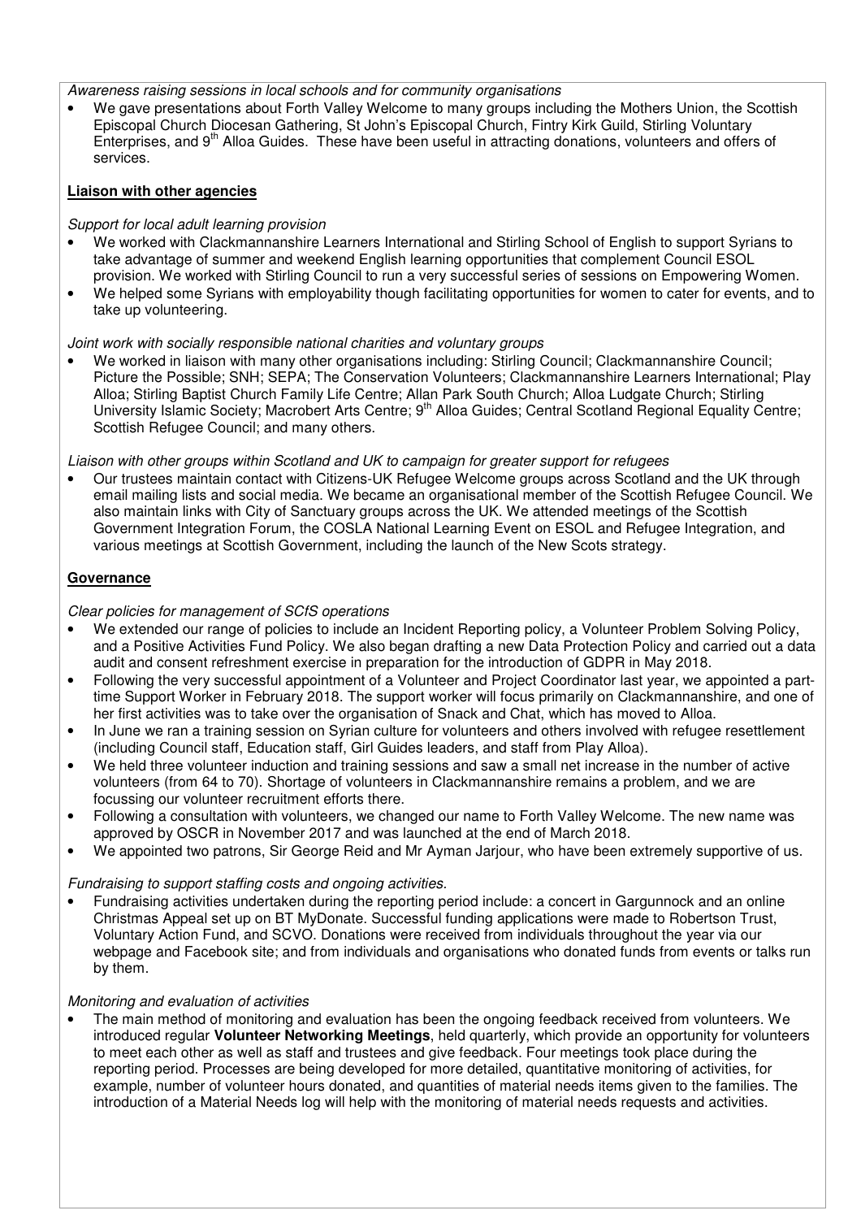*Awareness raising sessions in local schools and for community organisations*

- We gave presentations about Forth Valley Welcome to many groups including the Mothers Union, the Scottish Episcopal Church Diocesan Gathering, St John's Episcopal Church, Fintry Kirk Guild, Stirling Voluntary Enterprises, and 9th Alloa Guides. These have been useful in attracting donations, volunteers and offers of services.

**Liaison with other agencies**

*Support for local adult learning provision*

- We worked with Clackmannanshire Learners International and Stirling School of English to support Syrians to take advantage of summer and weekend English learning opportunities that complement Council ESOL provision. We worked with Stirling Council to run a very successful series of sessions on Empowering Women.
- We helped some Syrians with employability though facilitating opportunities for women to cater for events, and to take up volunteering.

*Joint work with socially responsible national charities and voluntary groups*

- We worked in liaison with many other organisations including: Stirling Council; Clackmannanshire Council; Picture the Possible; SNH; SEPA; The Conservation Volunteers; Clackmannanshire Learners International; Play Alloa; Stirling Baptist Church Family Life Centre; Allan Park South Church; Alloa Ludgate Church; Stirling University Islamic Society; Macrobert Arts Centre; 9th Alloa Guides; Central Scotland Regional Equality Centre; Scottish Refugee Council; and many others.

*Liaison with other groups within Scotland and UK to campaign for greater support for refugees*

- Our trustees maintain contact with Citizens-UK Refugee Welcome groups across Scotland and the UK through email mailing lists and social media. We became an organisational member of the Scottish Refugee Council. We also maintain links with City of Sanctuary groups across the UK. We attended meetings of the Scottish Government Integration Forum, the COSLA National Learning Event on ESOL and Refugee Integration, and various meetings at Scottish Government, including the launch of the New Scots strategy.

**Governance**

*Clear policies for management of SCfS operations*

- We extended our range of policies to include an Incident Reporting policy, a Volunteer Problem Solving Policy, and a Positive Activities Fund Policy. We also began drafting a new Data Protection Policy and carried out a data audit and consent refreshment exercise in preparation for the introduction of GDPR in May 2018.
- Following the very successful appointment of a Volunteer and Project Coordinator last year, we appointed a part-time Support Worker in February 2018. The support worker will focus primarily on Clackmannanshire, and one of her first activities was to take over the organisation of Snack and Chat, which has moved to Alloa.
- In June we ran a training session on Syrian culture for volunteers and others involved with refugee resettlement (including Council staff, Education staff, Girl Guides leaders, and staff from Play Alloa).
- We held three volunteer induction and training sessions and saw a small net increase in the number of active volunteers (from 64 to 70). Shortage of volunteers in Clackmannanshire remains a problem, and we are focussing our volunteer recruitment efforts there.
- Following a consultation with volunteers, we changed our name to Forth Valley Welcome. The new name was approved by OSCR in November 2017 and was launched at the end of March 2018.
- We appointed two patrons, Sir George Reid and Mr Ayman Jarjour, who have been extremely supportive of us.

*Fundraising to support staffing costs and ongoing activities.*

- Fundraising activities undertaken during the reporting period include: a concert in Gargunnock and an online Christmas Appeal set up on BT MyDonate. Successful funding applications were made to Robertson Trust, Voluntary Action Fund, and SCVO. Donations were received from individuals throughout the year via our webpage and Facebook site; and from individuals and organisations who donated funds from events or talks run by them.

*Monitoring and evaluation of activities*

- The main method of monitoring and evaluation has been the ongoing feedback received from volunteers. We introduced regular **Volunteer Networking Meetings**, held quarterly, which provide an opportunity for volunteers to meet each other as well as staff and trustees and give feedback. Four meetings took place during the reporting period. Processes are being developed for more detailed, quantitative monitoring of activities, for example, number of volunteer hours donated, and quantities of material needs items given to the families. The introduction of a Material Needs log will help with the monitoring of material needs requests and activities.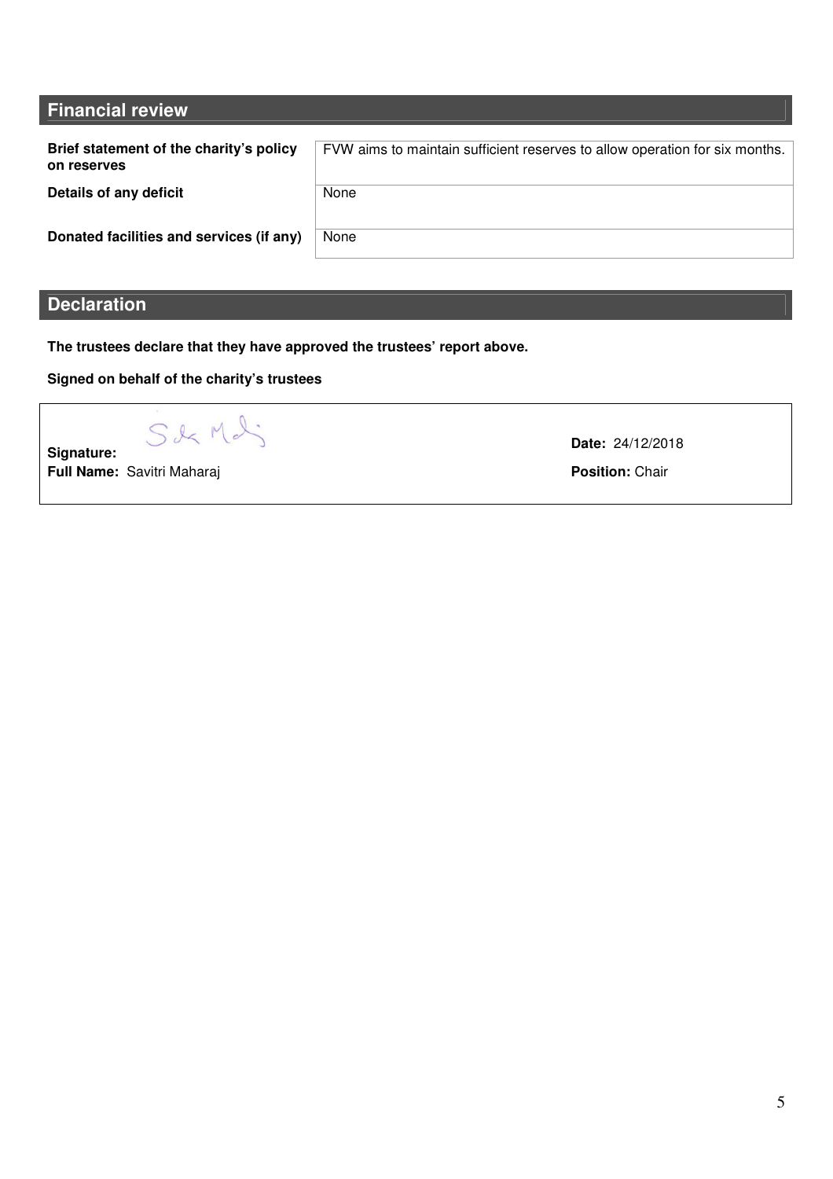## Financial review

| | |
|---|---|
| **Brief statement of the charity's policy on reserves** | FVW aims to maintain sufficient reserves to allow operation for six months. |
| **Details of any deficit** | None |
| **Donated facilities and services (if any)** | None |

## Declaration

**The trustees declare that they have approved the trustees' report above.**

**Signed on behalf of the charity's trustees**

| | |
|---|---|
| **Signature:** Sdx Mdj | **Date:** 24/12/2018 |
| **Full Name:** Savitri Maharaj | **Position:** Chair |